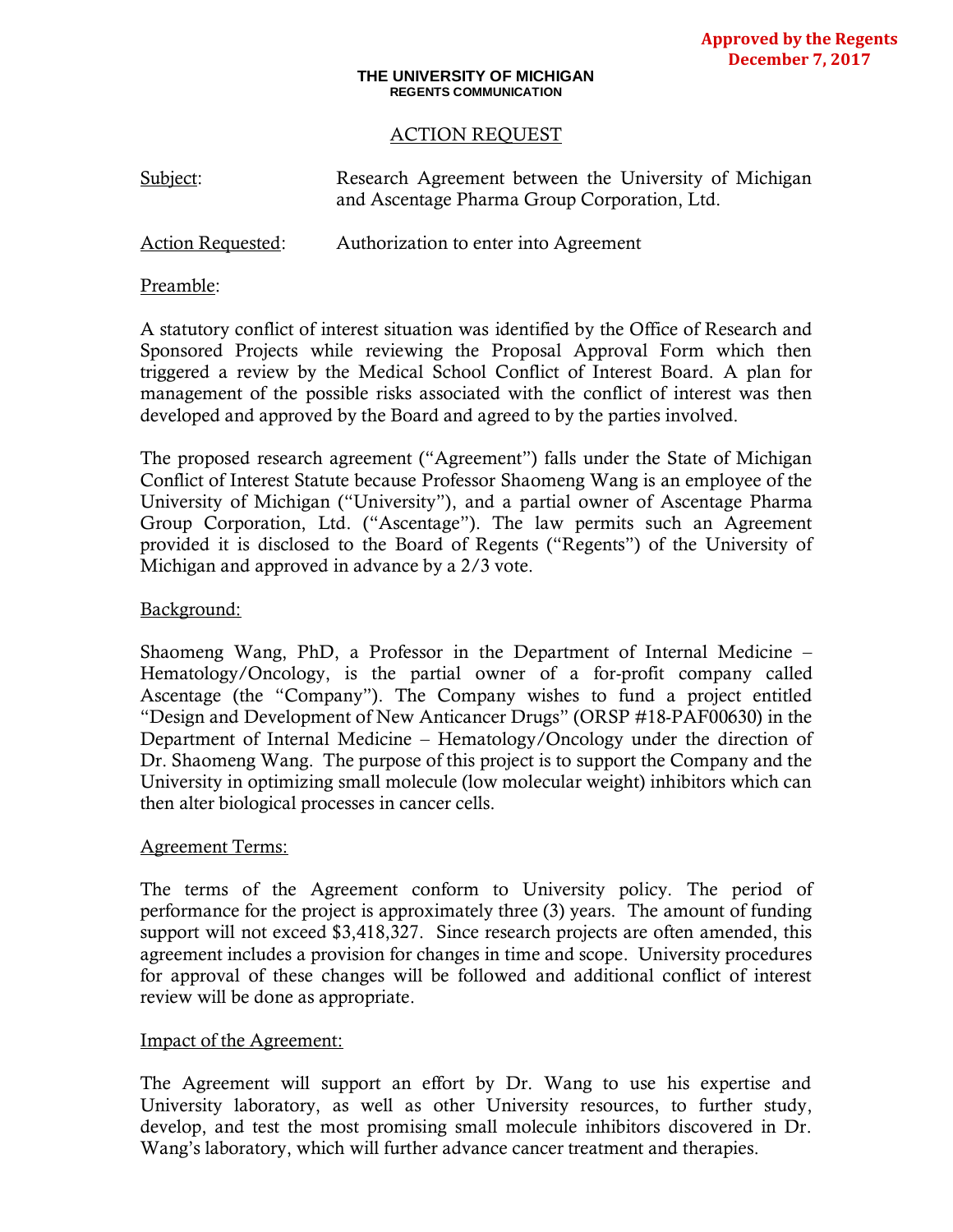**Approved by the Regents**
**December 7, 2017**

**THE UNIVERSITY OF MICHIGAN**
**REGENTS COMMUNICATION**

# ACTION REQUEST

Subject: Research Agreement between the University of Michigan and Ascentage Pharma Group Corporation, Ltd.

Action Requested: Authorization to enter into Agreement

## Preamble:

A statutory conflict of interest situation was identified by the Office of Research and Sponsored Projects while reviewing the Proposal Approval Form which then triggered a review by the Medical School Conflict of Interest Board. A plan for management of the possible risks associated with the conflict of interest was then developed and approved by the Board and agreed to by the parties involved.

The proposed research agreement ("Agreement") falls under the State of Michigan Conflict of Interest Statute because Professor Shaomeng Wang is an employee of the University of Michigan ("University"), and a partial owner of Ascentage Pharma Group Corporation, Ltd. ("Ascentage"). The law permits such an Agreement provided it is disclosed to the Board of Regents ("Regents") of the University of Michigan and approved in advance by a 2/3 vote.

## Background:

Shaomeng Wang, PhD, a Professor in the Department of Internal Medicine – Hematology/Oncology, is the partial owner of a for-profit company called Ascentage (the "Company"). The Company wishes to fund a project entitled "Design and Development of New Anticancer Drugs" (ORSP #18-PAF00630) in the Department of Internal Medicine – Hematology/Oncology under the direction of Dr. Shaomeng Wang. The purpose of this project is to support the Company and the University in optimizing small molecule (low molecular weight) inhibitors which can then alter biological processes in cancer cells.

## Agreement Terms:

The terms of the Agreement conform to University policy. The period of performance for the project is approximately three (3) years. The amount of funding support will not exceed $3,418,327. Since research projects are often amended, this agreement includes a provision for changes in time and scope. University procedures for approval of these changes will be followed and additional conflict of interest review will be done as appropriate.

## Impact of the Agreement:

The Agreement will support an effort by Dr. Wang to use his expertise and University laboratory, as well as other University resources, to further study, develop, and test the most promising small molecule inhibitors discovered in Dr. Wang's laboratory, which will further advance cancer treatment and therapies.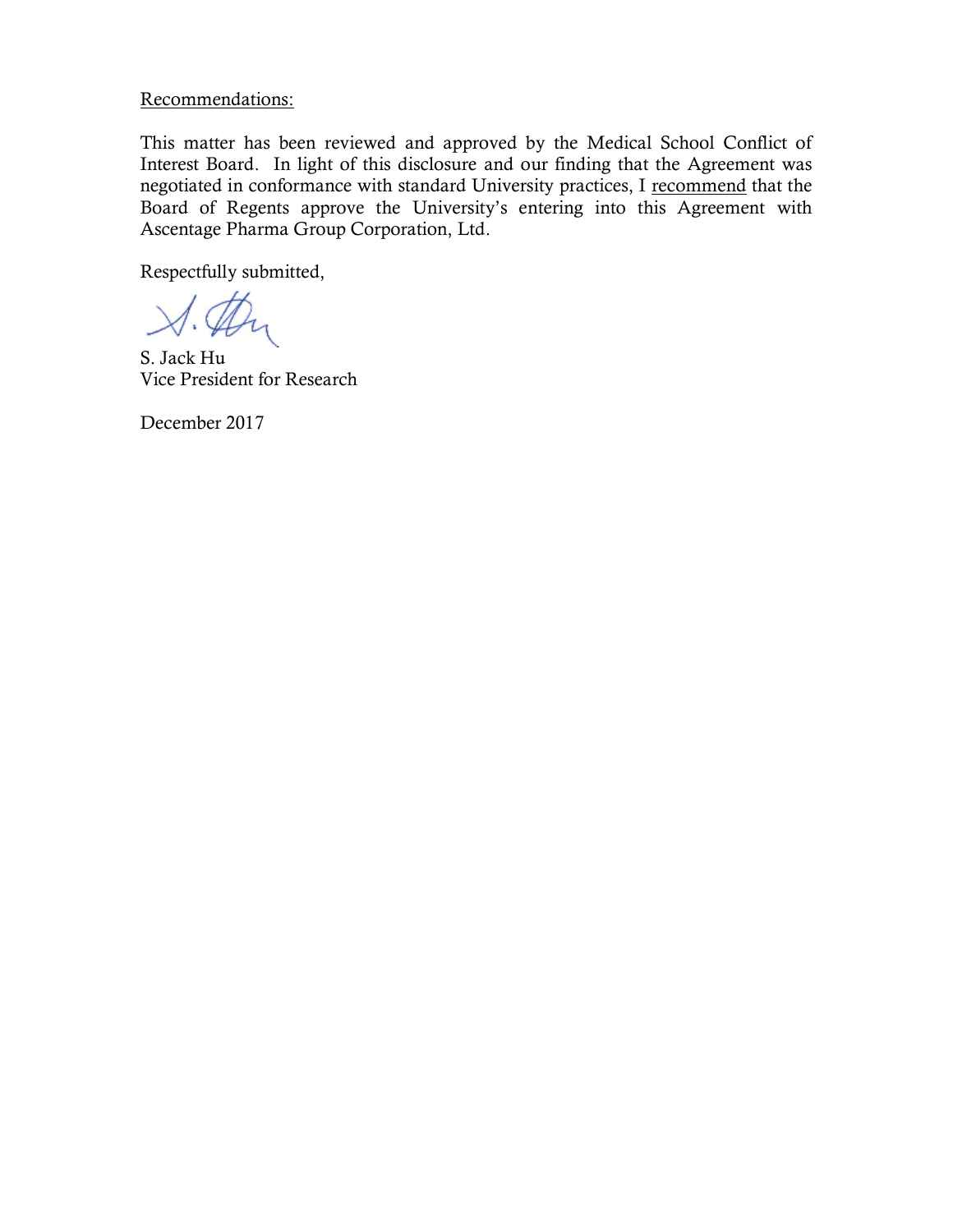Recommendations:

This matter has been reviewed and approved by the Medical School Conflict of Interest Board. In light of this disclosure and our finding that the Agreement was negotiated in conformance with standard University practices, I recommend that the Board of Regents approve the University's entering into this Agreement with Ascentage Pharma Group Corporation, Ltd.

Respectfully submitted,

S. Jack Hu
Vice President for Research

December 2017